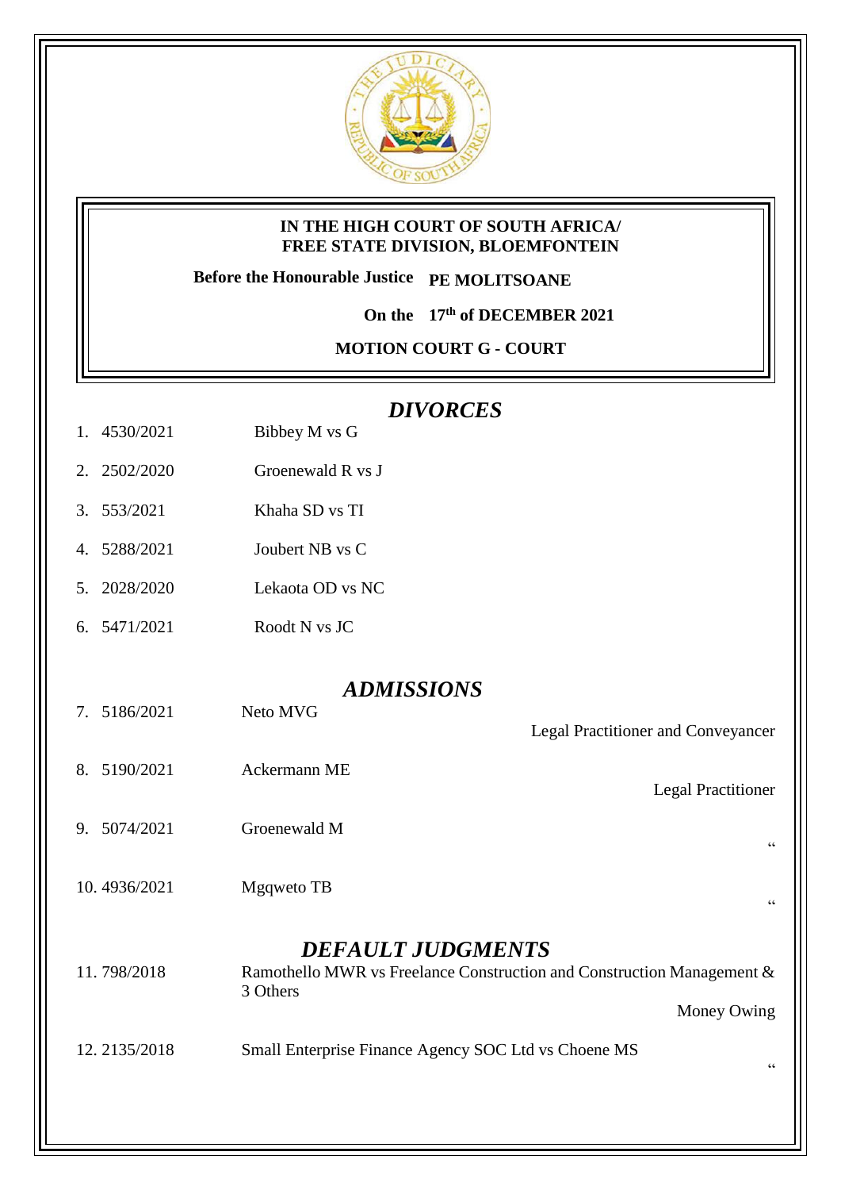**IN THE HIGH COURT OF SOUTH AFRICA/**
**FREE STATE DIVISION, BLOEMFONTEIN**

**Before the Honourable Justice PE MOLITSOANE**

**On the 17th of DECEMBER 2021**

**MOTION COURT G - COURT**

## *DIVORCES*

1. 4530/2021 Bibbey M vs G
2. 2502/2020 Groenewald R vs J
3. 553/2021 Khaha SD vs TI
4. 5288/2021 Joubert NB vs C
5. 2028/2020 Lekaota OD vs NC
6. 5471/2021 Roodt N vs JC

## *ADMISSIONS*

7. 5186/2021 Neto MVG — Legal Practitioner and Conveyancer
8. 5190/2021 Ackermann ME — Legal Practitioner
9. 5074/2021 Groenewald M — "
10. 4936/2021 Mgqweto TB — "

## *DEFAULT JUDGMENTS*

11. 798/2018 Ramothello MWR vs Freelance Construction and Construction Management & 3 Others — Money Owing
12. 2135/2018 Small Enterprise Finance Agency SOC Ltd vs Choene MS — "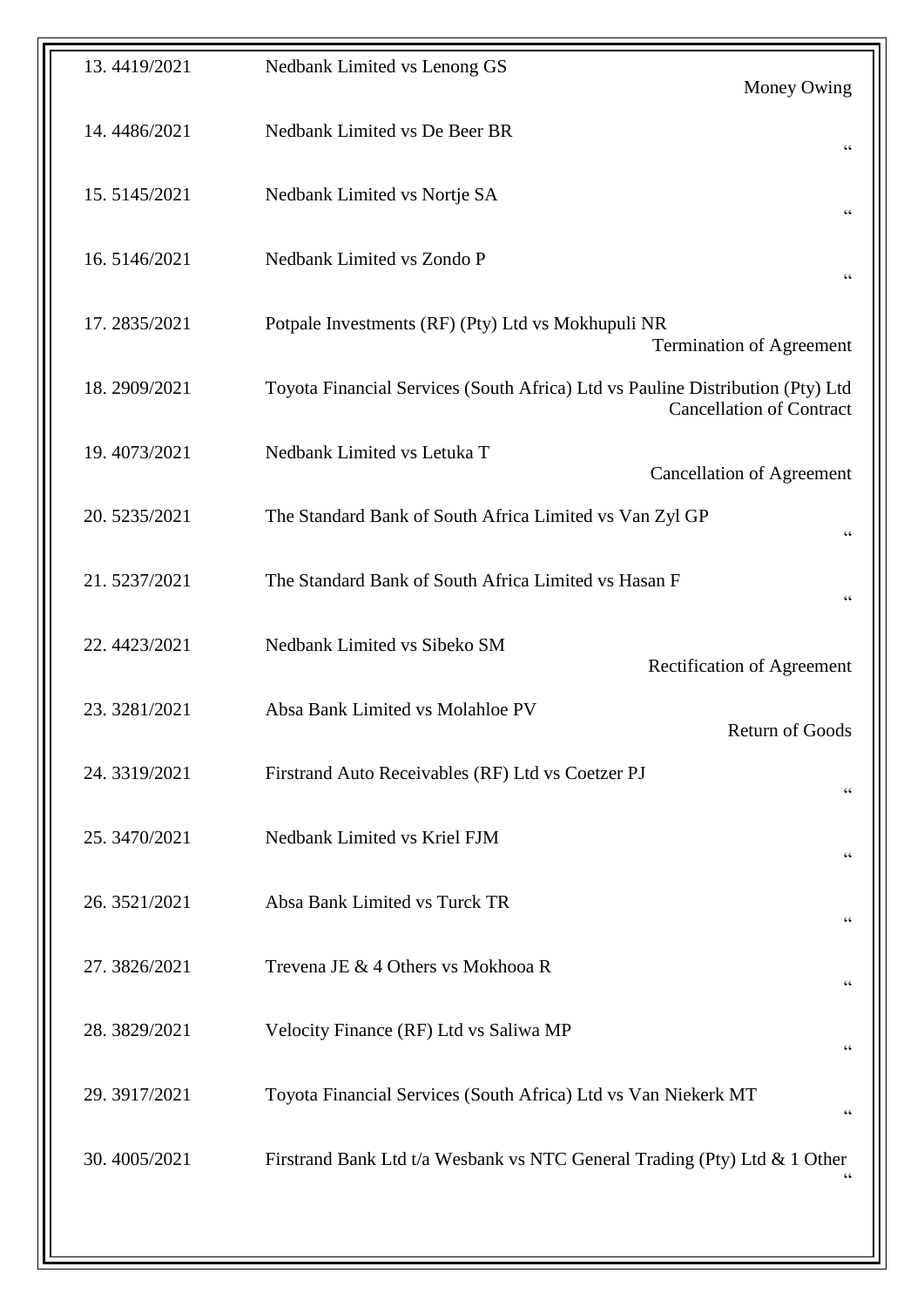| | | |
|---|---|---|
| 13. 4419/2021 | Nedbank Limited vs Lenong GS | Money Owing |
| 14. 4486/2021 | Nedbank Limited vs De Beer BR | " |
| 15. 5145/2021 | Nedbank Limited vs Nortje SA | " |
| 16. 5146/2021 | Nedbank Limited vs Zondo P | " |
| 17. 2835/2021 | Potpale Investments (RF) (Pty) Ltd vs Mokhupuli NR | Termination of Agreement |
| 18. 2909/2021 | Toyota Financial Services (South Africa) Ltd vs Pauline Distribution (Pty) Ltd | Cancellation of Contract |
| 19. 4073/2021 | Nedbank Limited vs Letuka T | Cancellation of Agreement |
| 20. 5235/2021 | The Standard Bank of South Africa Limited vs Van Zyl GP | " |
| 21. 5237/2021 | The Standard Bank of South Africa Limited vs Hasan F | " |
| 22. 4423/2021 | Nedbank Limited vs Sibeko SM | Rectification of Agreement |
| 23. 3281/2021 | Absa Bank Limited vs Molahloe PV | Return of Goods |
| 24. 3319/2021 | Firstrand Auto Receivables (RF) Ltd vs Coetzer PJ | " |
| 25. 3470/2021 | Nedbank Limited vs Kriel FJM | " |
| 26. 3521/2021 | Absa Bank Limited vs Turck TR | " |
| 27. 3826/2021 | Trevena JE & 4 Others vs Mokhooa R | " |
| 28. 3829/2021 | Velocity Finance (RF) Ltd vs Saliwa MP | " |
| 29. 3917/2021 | Toyota Financial Services (South Africa) Ltd vs Van Niekerk MT | " |
| 30. 4005/2021 | Firstrand Bank Ltd t/a Wesbank vs NTC General Trading (Pty) Ltd & 1 Other | " |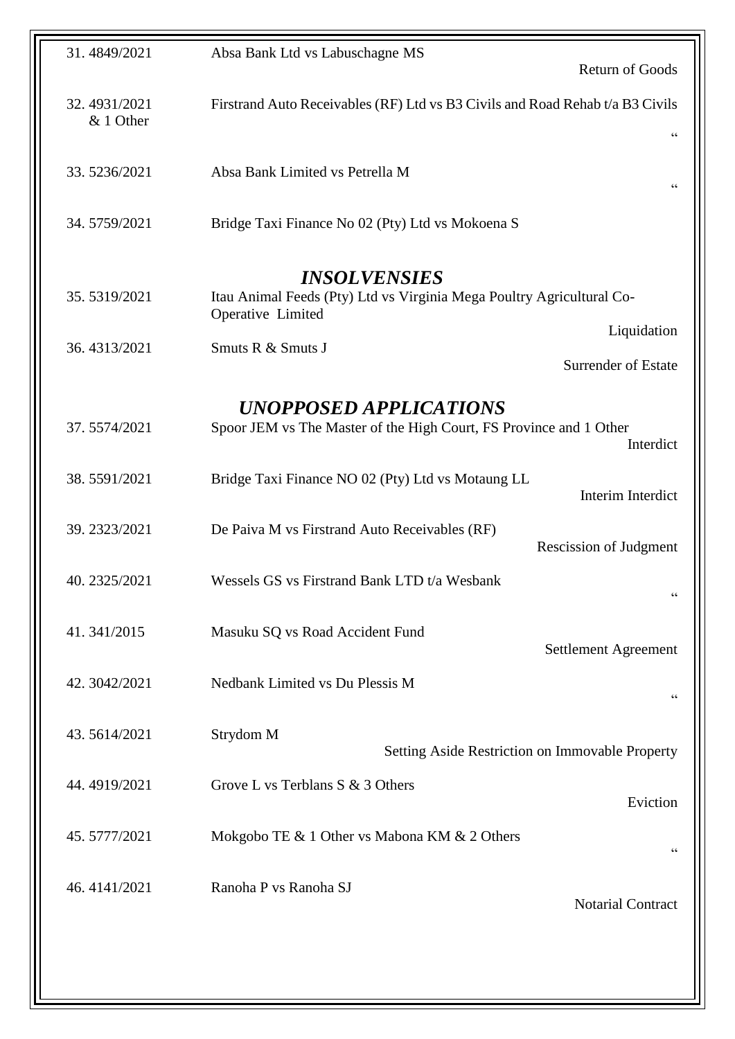| | | |
|---|---|---|
| 31. 4849/2021 | Absa Bank Ltd vs Labuschagne MS | Return of Goods |
| 32. 4931/2021 & 1 Other | Firstrand Auto Receivables (RF) Ltd vs B3 Civils and Road Rehab t/a B3 Civils | " |
| 33. 5236/2021 | Absa Bank Limited vs Petrella M | " |
| 34. 5759/2021 | Bridge Taxi Finance No 02 (Pty) Ltd vs Mokoena S | |

## *INSOLVENSIES*

| | | |
|---|---|---|
| 35. 5319/2021 | Itau Animal Feeds (Pty) Ltd vs Virginia Mega Poultry Agricultural Co-Operative Limited | Liquidation |
| 36. 4313/2021 | Smuts R & Smuts J | Surrender of Estate |

## *UNOPPOSED APPLICATIONS*

| | | |
|---|---|---|
| 37. 5574/2021 | Spoor JEM vs The Master of the High Court, FS Province and 1 Other | Interdict |
| 38. 5591/2021 | Bridge Taxi Finance NO 02 (Pty) Ltd vs Motaung LL | Interim Interdict |
| 39. 2323/2021 | De Paiva M vs Firstrand Auto Receivables (RF) | Rescission of Judgment |
| 40. 2325/2021 | Wessels GS vs Firstrand Bank LTD t/a Wesbank | " |
| 41. 341/2015 | Masuku SQ vs Road Accident Fund | Settlement Agreement |
| 42. 3042/2021 | Nedbank Limited vs Du Plessis M | " |
| 43. 5614/2021 | Strydom M | Setting Aside Restriction on Immovable Property |
| 44. 4919/2021 | Grove L vs Terblans S & 3 Others | Eviction |
| 45. 5777/2021 | Mokgobo TE & 1 Other vs Mabona KM & 2 Others | " |
| 46. 4141/2021 | Ranoha P vs Ranoha SJ | Notarial Contract |